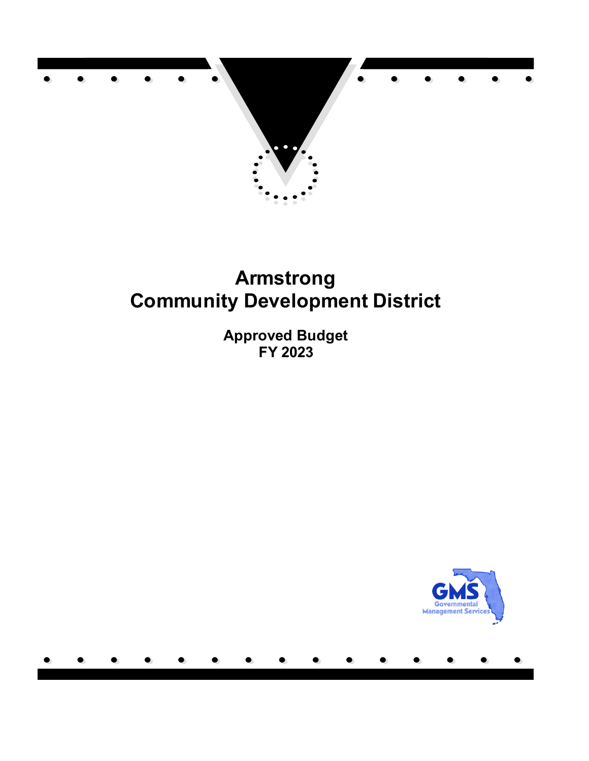# Armstrong
# Community Development District

## Approved Budget
## FY 2023

GMS
Governmental
Management Services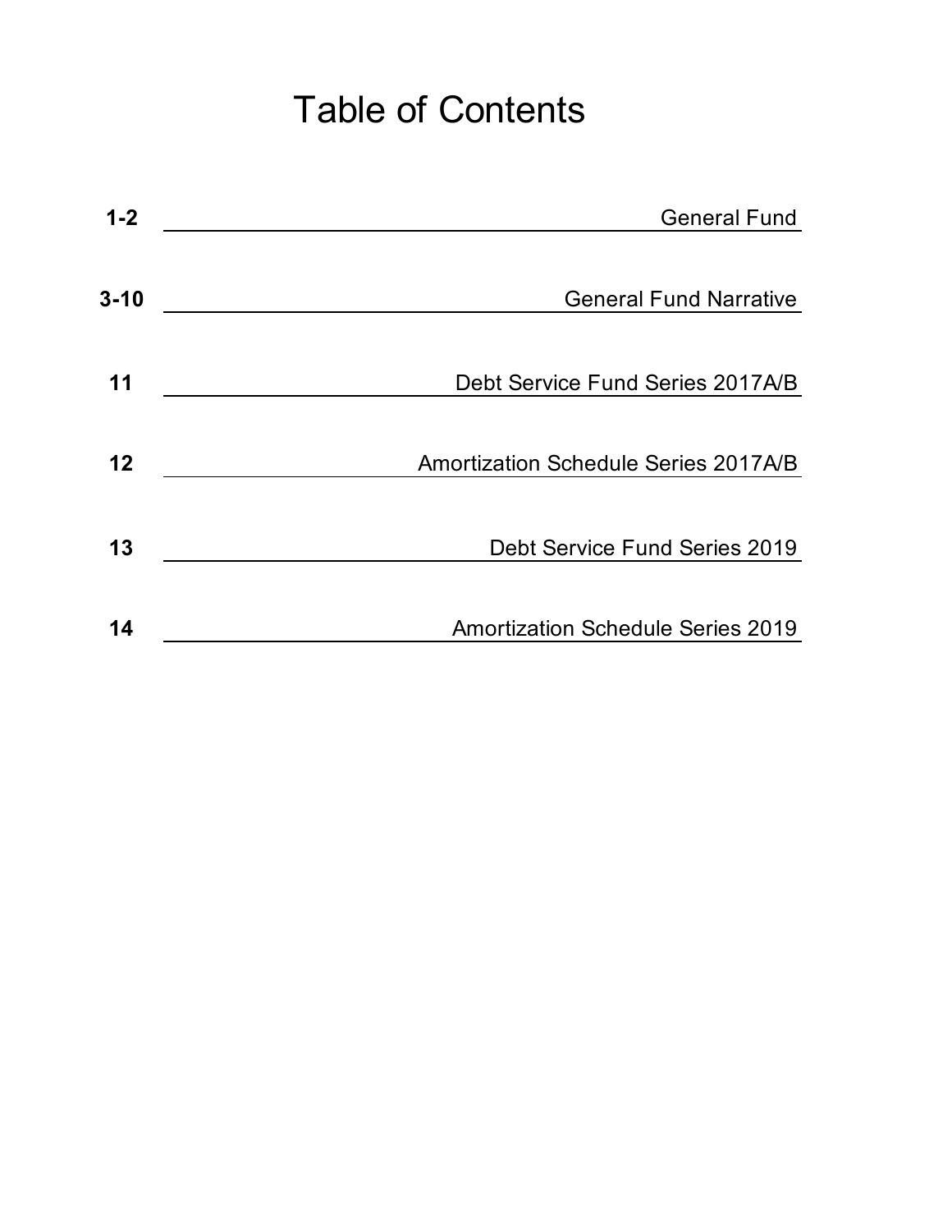# Table of Contents

| Page | Section |
|---|---|
| 1-2 | General Fund |
| 3-10 | General Fund Narrative |
| 11 | Debt Service Fund Series 2017A/B |
| 12 | Amortization Schedule Series 2017A/B |
| 13 | Debt Service Fund Series 2019 |
| 14 | Amortization Schedule Series 2019 |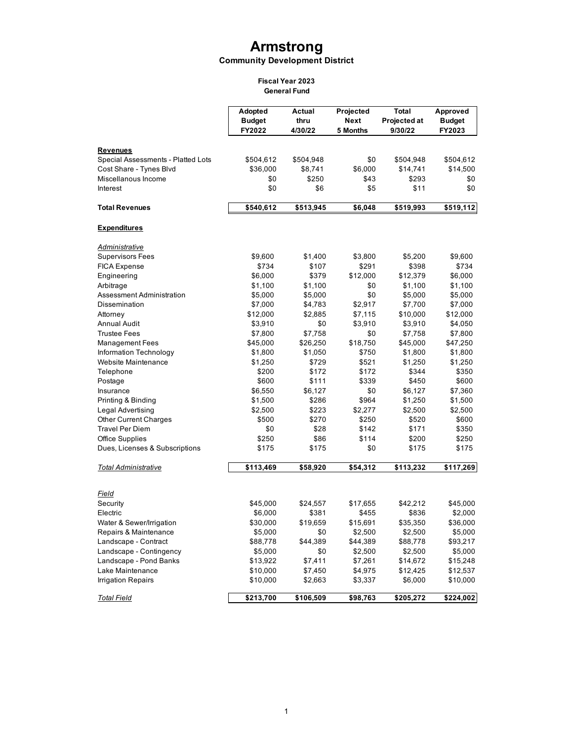# Armstrong

## Community Development District

### Fiscal Year 2023
### General Fund

| | Adopted Budget FY2022 | Actual thru 4/30/22 | Projected Next 5 Months | Total Projected at 9/30/22 | Approved Budget FY2023 |
|---|---|---|---|---|---|
| **Revenues** | | | | | |
| Special Assessments - Platted Lots | $504,612 | $504,948 | $0 | $504,948 | $504,612 |
| Cost Share - Tynes Blvd | $36,000 | $8,741 | $6,000 | $14,741 | $14,500 |
| Miscellanous Income | $0 | $250 | $43 | $293 | $0 |
| Interest | $0 | $6 | $5 | $11 | $0 |
| **Total Revenues** | **$540,612** | **$513,945** | **$6,048** | **$519,993** | **$519,112** |
| **Expenditures** | | | | | |
| *Administrative* | | | | | |
| Supervisors Fees | $9,600 | $1,400 | $3,800 | $5,200 | $9,600 |
| FICA Expense | $734 | $107 | $291 | $398 | $734 |
| Engineering | $6,000 | $379 | $12,000 | $12,379 | $6,000 |
| Arbitrage | $1,100 | $1,100 | $0 | $1,100 | $1,100 |
| Assessment Administration | $5,000 | $5,000 | $0 | $5,000 | $5,000 |
| Dissemination | $7,000 | $4,783 | $2,917 | $7,700 | $7,000 |
| Attorney | $12,000 | $2,885 | $7,115 | $10,000 | $12,000 |
| Annual Audit | $3,910 | $0 | $3,910 | $3,910 | $4,050 |
| Trustee Fees | $7,800 | $7,758 | $0 | $7,758 | $7,800 |
| Management Fees | $45,000 | $26,250 | $18,750 | $45,000 | $47,250 |
| Information Technology | $1,800 | $1,050 | $750 | $1,800 | $1,800 |
| Website Maintenance | $1,250 | $729 | $521 | $1,250 | $1,250 |
| Telephone | $200 | $172 | $172 | $344 | $350 |
| Postage | $600 | $111 | $339 | $450 | $600 |
| Insurance | $6,550 | $6,127 | $0 | $6,127 | $7,360 |
| Printing & Binding | $1,500 | $286 | $964 | $1,250 | $1,500 |
| Legal Advertising | $2,500 | $223 | $2,277 | $2,500 | $2,500 |
| Other Current Charges | $500 | $270 | $250 | $520 | $600 |
| Travel Per Diem | $0 | $28 | $142 | $171 | $350 |
| Office Supplies | $250 | $86 | $114 | $200 | $250 |
| Dues, Licenses & Subscriptions | $175 | $175 | $0 | $175 | $175 |
| ***Total Administrative*** | **$113,469** | **$58,920** | **$54,312** | **$113,232** | **$117,269** |
| *Field* | | | | | |
| Security | $45,000 | $24,557 | $17,655 | $42,212 | $45,000 |
| Electric | $6,000 | $381 | $455 | $836 | $2,000 |
| Water & Sewer/Irrigation | $30,000 | $19,659 | $15,691 | $35,350 | $36,000 |
| Repairs & Maintenance | $5,000 | $0 | $2,500 | $2,500 | $5,000 |
| Landscape - Contract | $88,778 | $44,389 | $44,389 | $88,778 | $93,217 |
| Landscape - Contingency | $5,000 | $0 | $2,500 | $2,500 | $5,000 |
| Landscape - Pond Banks | $13,922 | $7,411 | $7,261 | $14,672 | $15,248 |
| Lake Maintenance | $10,000 | $7,450 | $4,975 | $12,425 | $12,537 |
| Irrigation Repairs | $10,000 | $2,663 | $3,337 | $6,000 | $10,000 |
| ***Total Field*** | **$213,700** | **$106,509** | **$98,763** | **$205,272** | **$224,002** |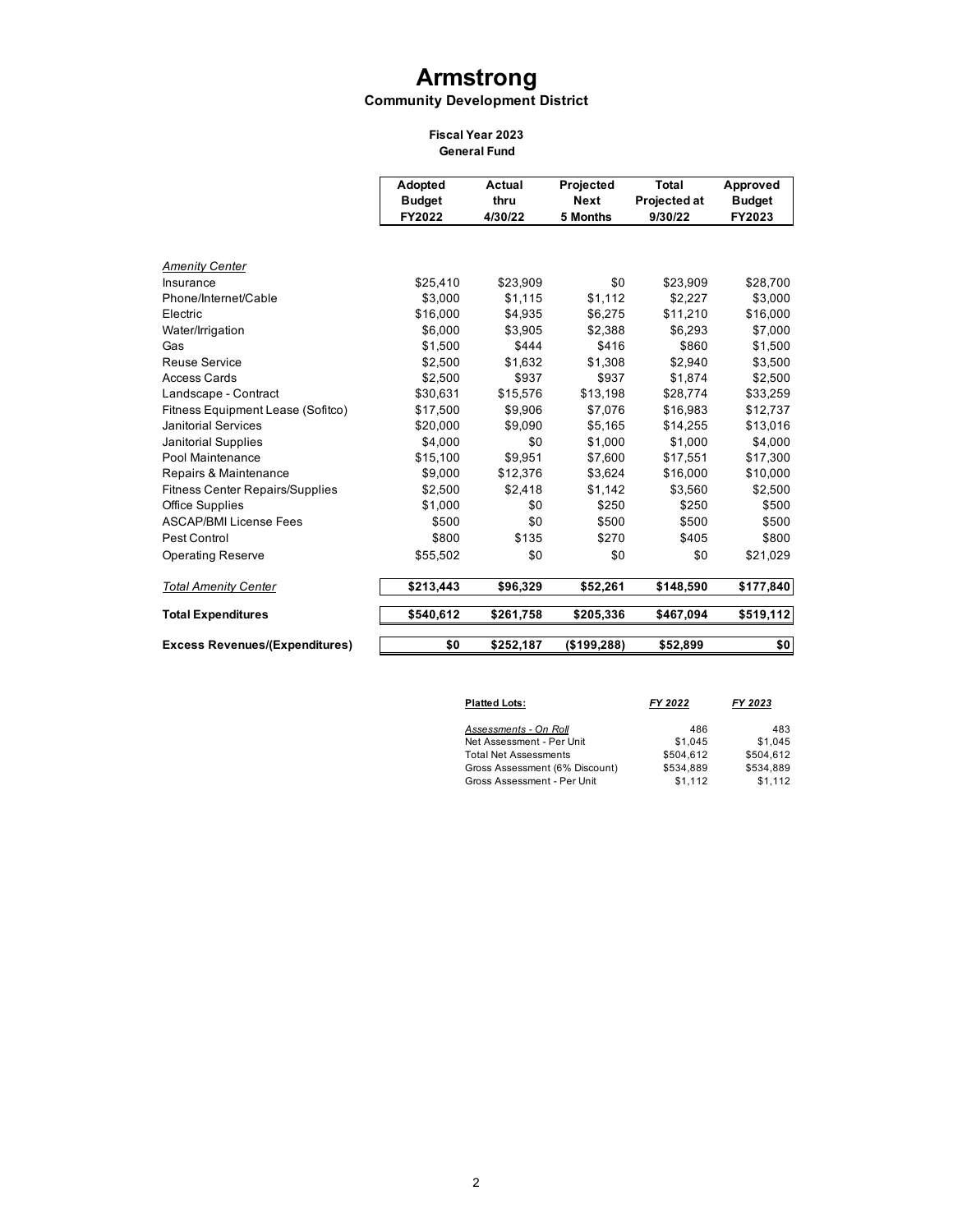# Armstrong

## Community Development District

### Fiscal Year 2023
### General Fund

| | Adopted Budget FY2022 | Actual thru 4/30/22 | Projected Next 5 Months | Total Projected at 9/30/22 | Approved Budget FY2023 |
|---|---|---|---|---|---|
| *Amenity Center* | | | | | |
| Insurance | $25,410 | $23,909 | $0 | $23,909 | $28,700 |
| Phone/Internet/Cable | $3,000 | $1,115 | $1,112 | $2,227 | $3,000 |
| Electric | $16,000 | $4,935 | $6,275 | $11,210 | $16,000 |
| Water/Irrigation | $6,000 | $3,905 | $2,388 | $6,293 | $7,000 |
| Gas | $1,500 | $444 | $416 | $860 | $1,500 |
| Reuse Service | $2,500 | $1,632 | $1,308 | $2,940 | $3,500 |
| Access Cards | $2,500 | $937 | $937 | $1,874 | $2,500 |
| Landscape - Contract | $30,631 | $15,576 | $13,198 | $28,774 | $33,259 |
| Fitness Equipment Lease (Sofitco) | $17,500 | $9,906 | $7,076 | $16,983 | $12,737 |
| Janitorial Services | $20,000 | $9,090 | $5,165 | $14,255 | $13,016 |
| Janitorial Supplies | $4,000 | $0 | $1,000 | $1,000 | $4,000 |
| Pool Maintenance | $15,100 | $9,951 | $7,600 | $17,551 | $17,300 |
| Repairs & Maintenance | $9,000 | $12,376 | $3,624 | $16,000 | $10,000 |
| Fitness Center Repairs/Supplies | $2,500 | $2,418 | $1,142 | $3,560 | $2,500 |
| Office Supplies | $1,000 | $0 | $250 | $250 | $500 |
| ASCAP/BMI License Fees | $500 | $0 | $500 | $500 | $500 |
| Pest Control | $800 | $135 | $270 | $405 | $800 |
| Operating Reserve | $55,502 | $0 | $0 | $0 | $21,029 |
| *Total Amenity Center* | **$213,443** | **$96,329** | **$52,261** | **$148,590** | **$177,840** |
| **Total Expenditures** | **$540,612** | **$261,758** | **$205,336** | **$467,094** | **$519,112** |
| **Excess Revenues/(Expenditures)** | **$0** | **$252,187** | **($199,288)** | **$52,899** | **$0** |

| Platted Lots: | FY 2022 | FY 2023 |
|---|---|---|
| *Assessments - On Roll* | 486 | 483 |
| Net Assessment - Per Unit | $1,045 | $1,045 |
| Total Net Assessments | $504,612 | $504,612 |
| Gross Assessment (6% Discount) | $534,889 | $534,889 |
| Gross Assessment - Per Unit | $1,112 | $1,112 |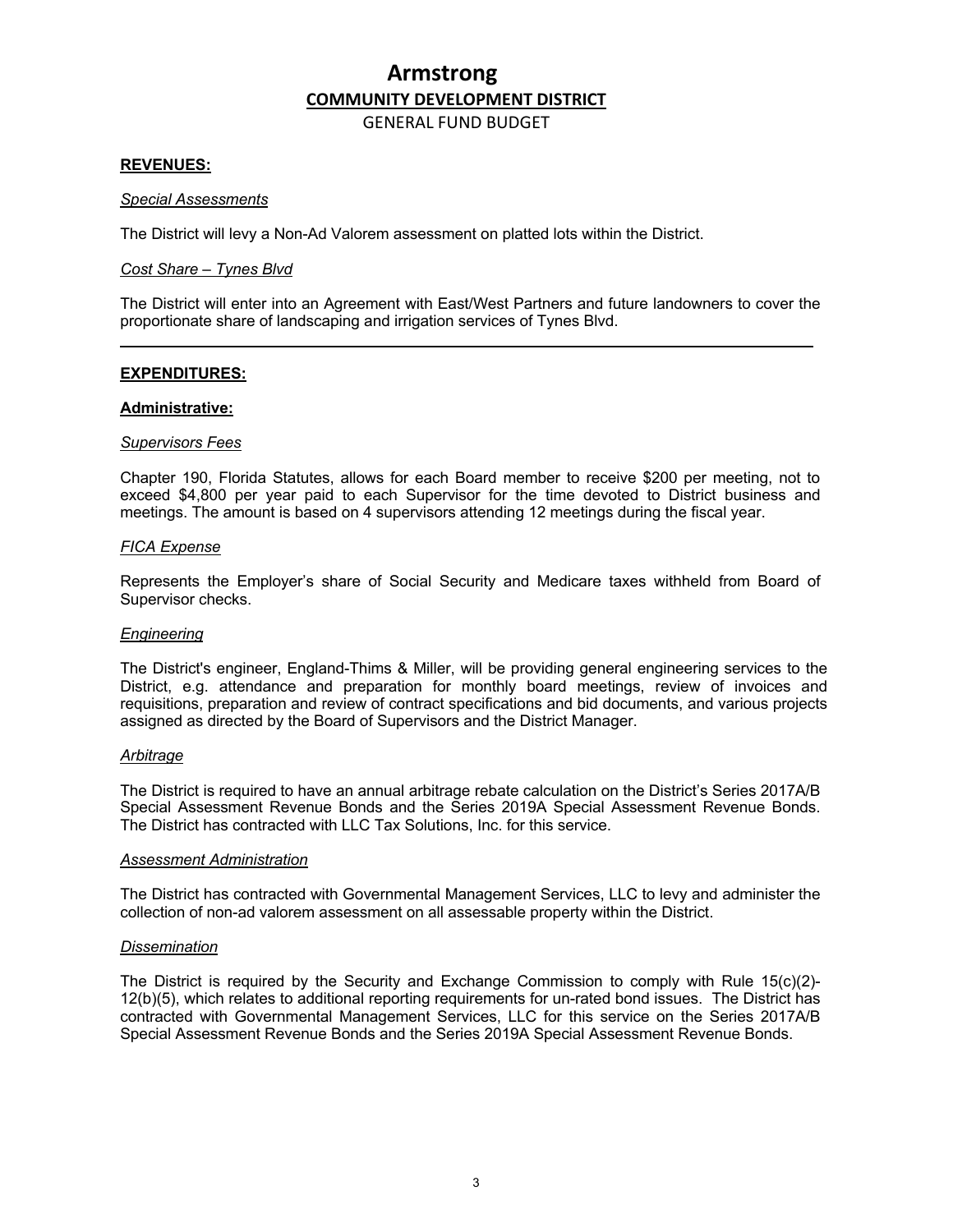# Armstrong

## COMMUNITY DEVELOPMENT DISTRICT

GENERAL FUND BUDGET

**REVENUES:**

*Special Assessments*

The District will levy a Non-Ad Valorem assessment on platted lots within the District.

*Cost Share – Tynes Blvd*

The District will enter into an Agreement with East/West Partners and future landowners to cover the proportionate share of landscaping and irrigation services of Tynes Blvd.

---

**EXPENDITURES:**

**Administrative:**

*Supervisors Fees*

Chapter 190, Florida Statutes, allows for each Board member to receive $200 per meeting, not to exceed $4,800 per year paid to each Supervisor for the time devoted to District business and meetings. The amount is based on 4 supervisors attending 12 meetings during the fiscal year.

*FICA Expense*

Represents the Employer's share of Social Security and Medicare taxes withheld from Board of Supervisor checks.

*Engineering*

The District's engineer, England-Thims & Miller, will be providing general engineering services to the District, e.g. attendance and preparation for monthly board meetings, review of invoices and requisitions, preparation and review of contract specifications and bid documents, and various projects assigned as directed by the Board of Supervisors and the District Manager.

*Arbitrage*

The District is required to have an annual arbitrage rebate calculation on the District's Series 2017A/B Special Assessment Revenue Bonds and the Series 2019A Special Assessment Revenue Bonds. The District has contracted with LLC Tax Solutions, Inc. for this service.

*Assessment Administration*

The District has contracted with Governmental Management Services, LLC to levy and administer the collection of non-ad valorem assessment on all assessable property within the District.

*Dissemination*

The District is required by the Security and Exchange Commission to comply with Rule 15(c)(2)-12(b)(5), which relates to additional reporting requirements for un-rated bond issues. The District has contracted with Governmental Management Services, LLC for this service on the Series 2017A/B Special Assessment Revenue Bonds and the Series 2019A Special Assessment Revenue Bonds.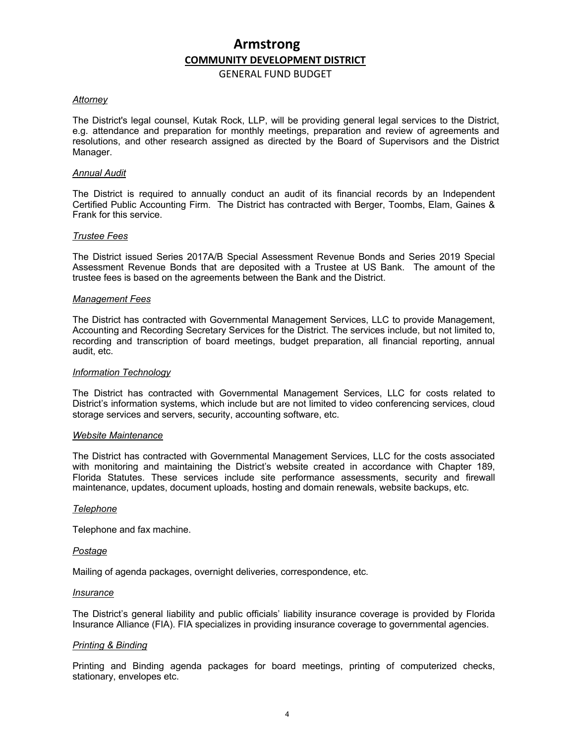# Armstrong

## COMMUNITY DEVELOPMENT DISTRICT

GENERAL FUND BUDGET

*Attorney*

The District's legal counsel, Kutak Rock, LLP, will be providing general legal services to the District, e.g. attendance and preparation for monthly meetings, preparation and review of agreements and resolutions, and other research assigned as directed by the Board of Supervisors and the District Manager.

*Annual Audit*

The District is required to annually conduct an audit of its financial records by an Independent Certified Public Accounting Firm. The District has contracted with Berger, Toombs, Elam, Gaines & Frank for this service.

*Trustee Fees*

The District issued Series 2017A/B Special Assessment Revenue Bonds and Series 2019 Special Assessment Revenue Bonds that are deposited with a Trustee at US Bank. The amount of the trustee fees is based on the agreements between the Bank and the District.

*Management Fees*

The District has contracted with Governmental Management Services, LLC to provide Management, Accounting and Recording Secretary Services for the District. The services include, but not limited to, recording and transcription of board meetings, budget preparation, all financial reporting, annual audit, etc.

*Information Technology*

The District has contracted with Governmental Management Services, LLC for costs related to District's information systems, which include but are not limited to video conferencing services, cloud storage services and servers, security, accounting software, etc.

*Website Maintenance*

The District has contracted with Governmental Management Services, LLC for the costs associated with monitoring and maintaining the District's website created in accordance with Chapter 189, Florida Statutes. These services include site performance assessments, security and firewall maintenance, updates, document uploads, hosting and domain renewals, website backups, etc.

*Telephone*

Telephone and fax machine.

*Postage*

Mailing of agenda packages, overnight deliveries, correspondence, etc.

*Insurance*

The District's general liability and public officials' liability insurance coverage is provided by Florida Insurance Alliance (FIA). FIA specializes in providing insurance coverage to governmental agencies.

*Printing & Binding*

Printing and Binding agenda packages for board meetings, printing of computerized checks, stationary, envelopes etc.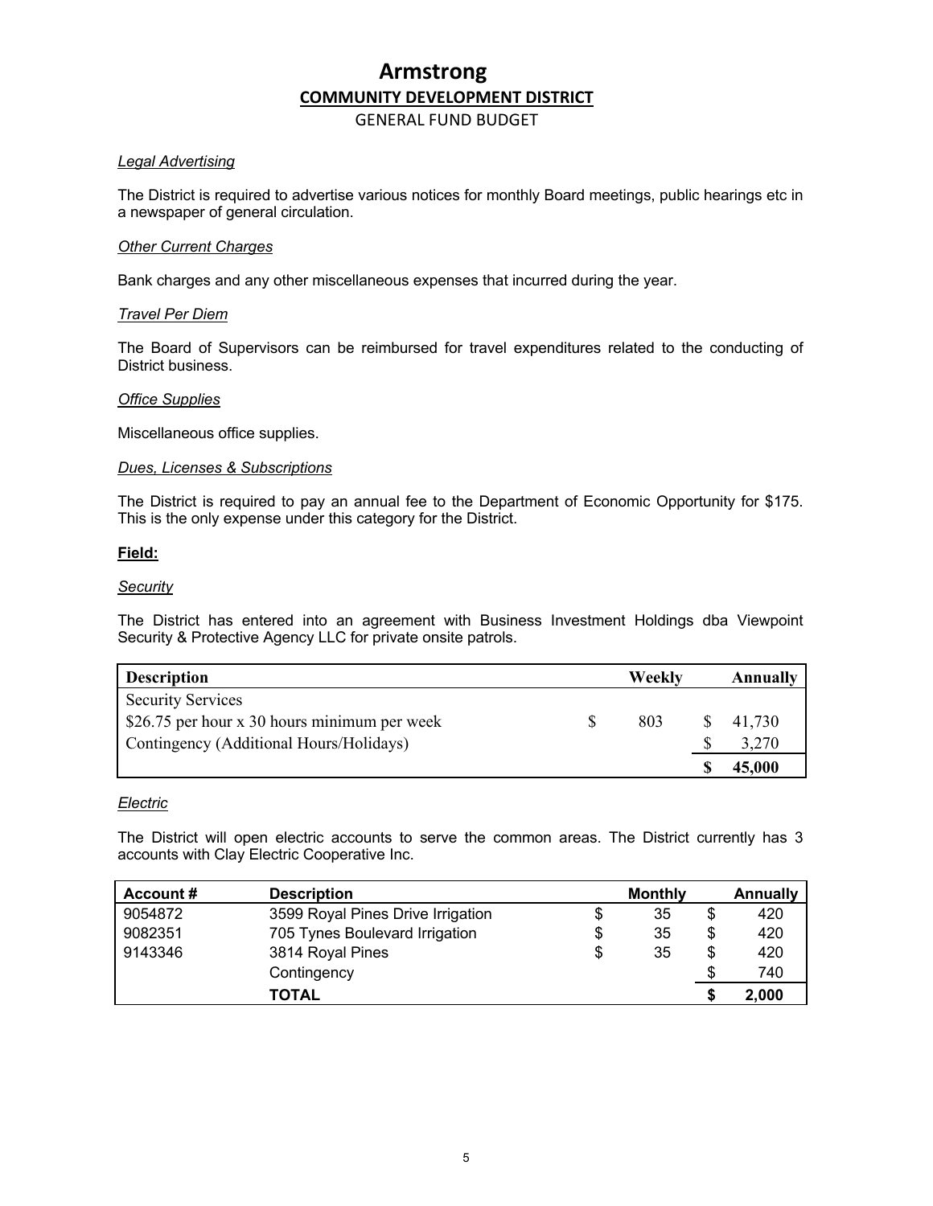# Armstrong

## COMMUNITY DEVELOPMENT DISTRICT

GENERAL FUND BUDGET

*Legal Advertising*

The District is required to advertise various notices for monthly Board meetings, public hearings etc in a newspaper of general circulation.

*Other Current Charges*

Bank charges and any other miscellaneous expenses that incurred during the year.

*Travel Per Diem*

The Board of Supervisors can be reimbursed for travel expenditures related to the conducting of District business.

*Office Supplies*

Miscellaneous office supplies.

*Dues, Licenses & Subscriptions*

The District is required to pay an annual fee to the Department of Economic Opportunity for $175. This is the only expense under this category for the District.

**Field:**

*Security*

The District has entered into an agreement with Business Investment Holdings dba Viewpoint Security & Protective Agency LLC for private onsite patrols.

| Description | Weekly | Annually |
|---|---|---|
| Security Services | | |
| $26.75 per hour x 30 hours minimum per week | $ 803 | $ 41,730 |
| Contingency (Additional Hours/Holidays) | | $ 3,270 |
| | | **$ 45,000** |

*Electric*

The District will open electric accounts to serve the common areas. The District currently has 3 accounts with Clay Electric Cooperative Inc.

| Account # | Description | Monthly | Annually |
|---|---|---|---|
| 9054872 | 3599 Royal Pines Drive Irrigation | $ 35 | $ 420 |
| 9082351 | 705 Tynes Boulevard Irrigation | $ 35 | $ 420 |
| 9143346 | 3814 Royal Pines | $ 35 | $ 420 |
| | Contingency | | $ 740 |
| | **TOTAL** | | **$ 2,000** |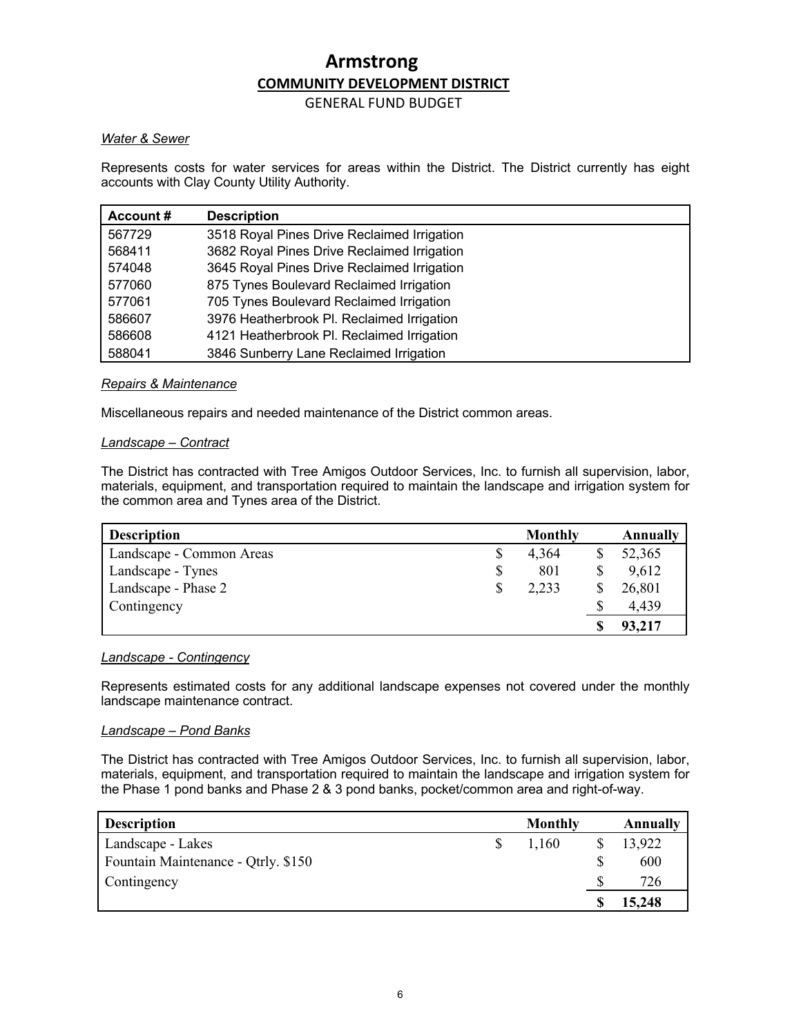# Armstrong

## COMMUNITY DEVELOPMENT DISTRICT

GENERAL FUND BUDGET

*Water & Sewer*

Represents costs for water services for areas within the District. The District currently has eight accounts with Clay County Utility Authority.

| Account # | Description |
|---|---|
| 567729 | 3518 Royal Pines Drive Reclaimed Irrigation |
| 568411 | 3682 Royal Pines Drive Reclaimed Irrigation |
| 574048 | 3645 Royal Pines Drive Reclaimed Irrigation |
| 577060 | 875 Tynes Boulevard Reclaimed Irrigation |
| 577061 | 705 Tynes Boulevard Reclaimed Irrigation |
| 586607 | 3976 Heatherbrook Pl. Reclaimed Irrigation |
| 586608 | 4121 Heatherbrook Pl. Reclaimed Irrigation |
| 588041 | 3846 Sunberry Lane Reclaimed Irrigation |

*Repairs & Maintenance*

Miscellaneous repairs and needed maintenance of the District common areas.

*Landscape – Contract*

The District has contracted with Tree Amigos Outdoor Services, Inc. to furnish all supervision, labor, materials, equipment, and transportation required to maintain the landscape and irrigation system for the common area and Tynes area of the District.

| Description | Monthly | Annually |
|---|---|---|
| Landscape - Common Areas | $ 4,364 | $ 52,365 |
| Landscape - Tynes | $ 801 | $ 9,612 |
| Landscape - Phase 2 | $ 2,233 | $ 26,801 |
| Contingency | | $ 4,439 |
| | | **$ 93,217** |

*Landscape - Contingency*

Represents estimated costs for any additional landscape expenses not covered under the monthly landscape maintenance contract.

*Landscape – Pond Banks*

The District has contracted with Tree Amigos Outdoor Services, Inc. to furnish all supervision, labor, materials, equipment, and transportation required to maintain the landscape and irrigation system for the Phase 1 pond banks and Phase 2 & 3 pond banks, pocket/common area and right-of-way.

| Description | Monthly | Annually |
|---|---|---|
| Landscape - Lakes | $ 1,160 | $ 13,922 |
| Fountain Maintenance - Qtrly. $150 | | $ 600 |
| Contingency | | $ 726 |
| | | **$ 15,248** |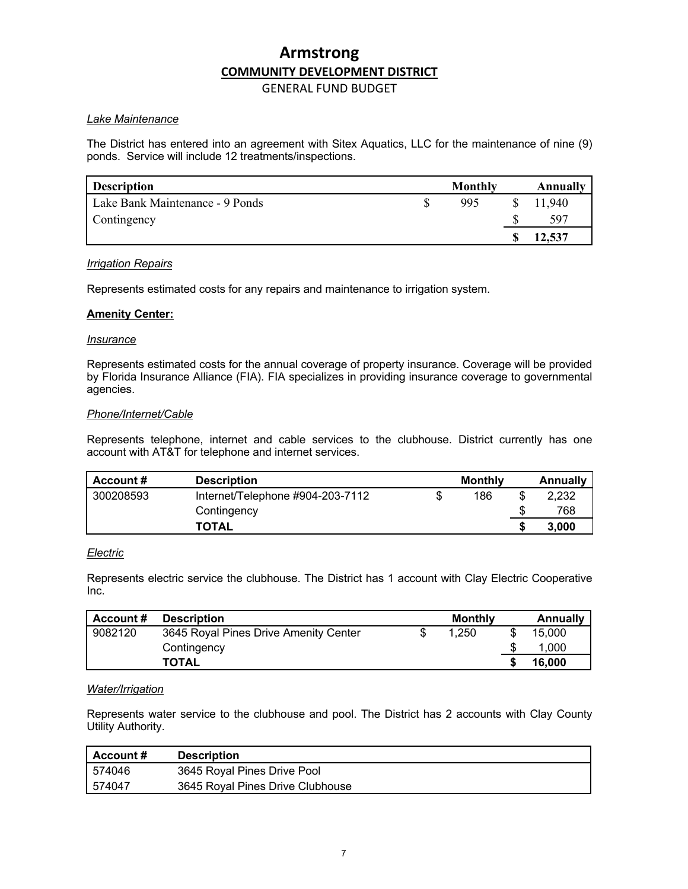# Armstrong

## COMMUNITY DEVELOPMENT DISTRICT

GENERAL FUND BUDGET

*Lake Maintenance*

The District has entered into an agreement with Sitex Aquatics, LLC for the maintenance of nine (9) ponds. Service will include 12 treatments/inspections.

| Description | Monthly | Annually |
|---|---|---|
| Lake Bank Maintenance - 9 Ponds | $ 995 | $ 11,940 |
| Contingency | | $ 597 |
| | | **$ 12,537** |

*Irrigation Repairs*

Represents estimated costs for any repairs and maintenance to irrigation system.

**Amenity Center:**

*Insurance*

Represents estimated costs for the annual coverage of property insurance. Coverage will be provided by Florida Insurance Alliance (FIA). FIA specializes in providing insurance coverage to governmental agencies.

*Phone/Internet/Cable*

Represents telephone, internet and cable services to the clubhouse. District currently has one account with AT&T for telephone and internet services.

| Account # | Description | Monthly | Annually |
|---|---|---|---|
| 300208593 | Internet/Telephone #904-203-7112 | $ 186 | $ 2,232 |
| | Contingency | | $ 768 |
| | **TOTAL** | | **$ 3,000** |

*Electric*

Represents electric service the clubhouse. The District has 1 account with Clay Electric Cooperative Inc.

| Account # | Description | Monthly | Annually |
|---|---|---|---|
| 9082120 | 3645 Royal Pines Drive Amenity Center | $ 1,250 | $ 15,000 |
| | Contingency | | $ 1,000 |
| | **TOTAL** | | **$ 16,000** |

*Water/Irrigation*

Represents water service to the clubhouse and pool. The District has 2 accounts with Clay County Utility Authority.

| Account # | Description |
|---|---|
| 574046 | 3645 Royal Pines Drive Pool |
| 574047 | 3645 Royal Pines Drive Clubhouse |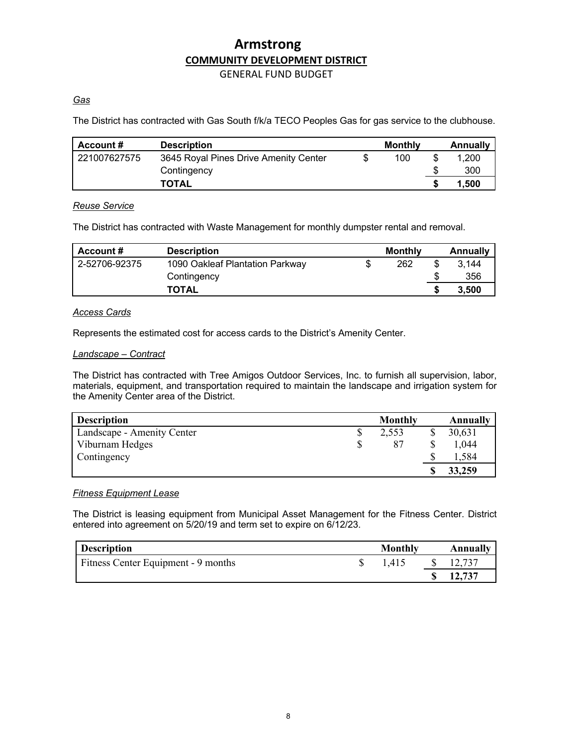# Armstrong
## COMMUNITY DEVELOPMENT DISTRICT
GENERAL FUND BUDGET

*Gas*

The District has contracted with Gas South f/k/a TECO Peoples Gas for gas service to the clubhouse.

| Account # | Description | Monthly | Annually |
|---|---|---|---|
| 221007627575 | 3645 Royal Pines Drive Amenity Center | $ 100 | $ 1,200 |
| | Contingency | | $ 300 |
| | **TOTAL** | | **$ 1,500** |

*Reuse Service*

The District has contracted with Waste Management for monthly dumpster rental and removal.

| Account # | Description | Monthly | Annually |
|---|---|---|---|
| 2-52706-92375 | 1090 Oakleaf Plantation Parkway | $ 262 | $ 3,144 |
| | Contingency | | $ 356 |
| | **TOTAL** | | **$ 3,500** |

*Access Cards*

Represents the estimated cost for access cards to the District's Amenity Center.

*Landscape – Contract*

The District has contracted with Tree Amigos Outdoor Services, Inc. to furnish all supervision, labor, materials, equipment, and transportation required to maintain the landscape and irrigation system for the Amenity Center area of the District.

| Description | Monthly | Annually |
|---|---|---|
| Landscape - Amenity Center | $ 2,553 | $ 30,631 |
| Viburnam Hedges | $ 87 | $ 1,044 |
| Contingency | | $ 1,584 |
| | | **$ 33,259** |

*Fitness Equipment Lease*

The District is leasing equipment from Municipal Asset Management for the Fitness Center. District entered into agreement on 5/20/19 and term set to expire on 6/12/23.

| Description | Monthly | Annually |
|---|---|---|
| Fitness Center Equipment - 9 months | $ 1,415 | $ 12,737 |
| | | **$ 12,737** |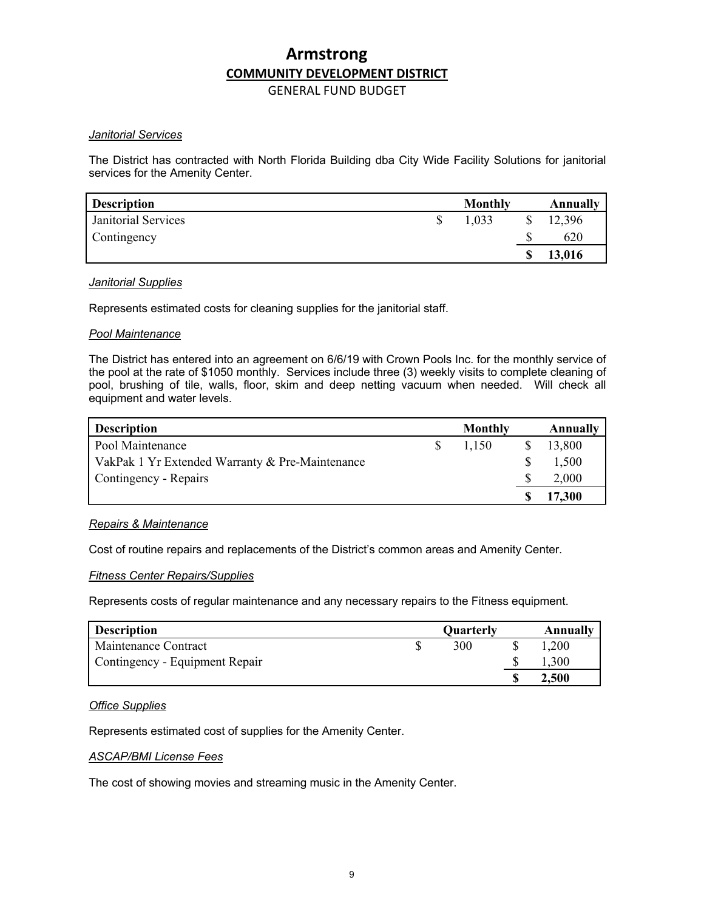# Armstrong

## COMMUNITY DEVELOPMENT DISTRICT

GENERAL FUND BUDGET

*Janitorial Services*

The District has contracted with North Florida Building dba City Wide Facility Solutions for janitorial services for the Amenity Center.

| Description | Monthly | Annually |
|---|---|---|
| Janitorial Services | $ 1,033 | $ 12,396 |
| Contingency | | $ 620 |
| | | **$ 13,016** |

*Janitorial Supplies*

Represents estimated costs for cleaning supplies for the janitorial staff.

*Pool Maintenance*

The District has entered into an agreement on 6/6/19 with Crown Pools Inc. for the monthly service of the pool at the rate of $1050 monthly. Services include three (3) weekly visits to complete cleaning of pool, brushing of tile, walls, floor, skim and deep netting vacuum when needed. Will check all equipment and water levels.

| Description | Monthly | Annually |
|---|---|---|
| Pool Maintenance | $ 1,150 | $ 13,800 |
| VakPak 1 Yr Extended Warranty & Pre-Maintenance | | $ 1,500 |
| Contingency - Repairs | | $ 2,000 |
| | | **$ 17,300** |

*Repairs & Maintenance*

Cost of routine repairs and replacements of the District's common areas and Amenity Center.

*Fitness Center Repairs/Supplies*

Represents costs of regular maintenance and any necessary repairs to the Fitness equipment.

| Description | Quarterly | Annually |
|---|---|---|
| Maintenance Contract | $ 300 | $ 1,200 |
| Contingency - Equipment Repair | | $ 1,300 |
| | | **$ 2,500** |

*Office Supplies*

Represents estimated cost of supplies for the Amenity Center.

*ASCAP/BMI License Fees*

The cost of showing movies and streaming music in the Amenity Center.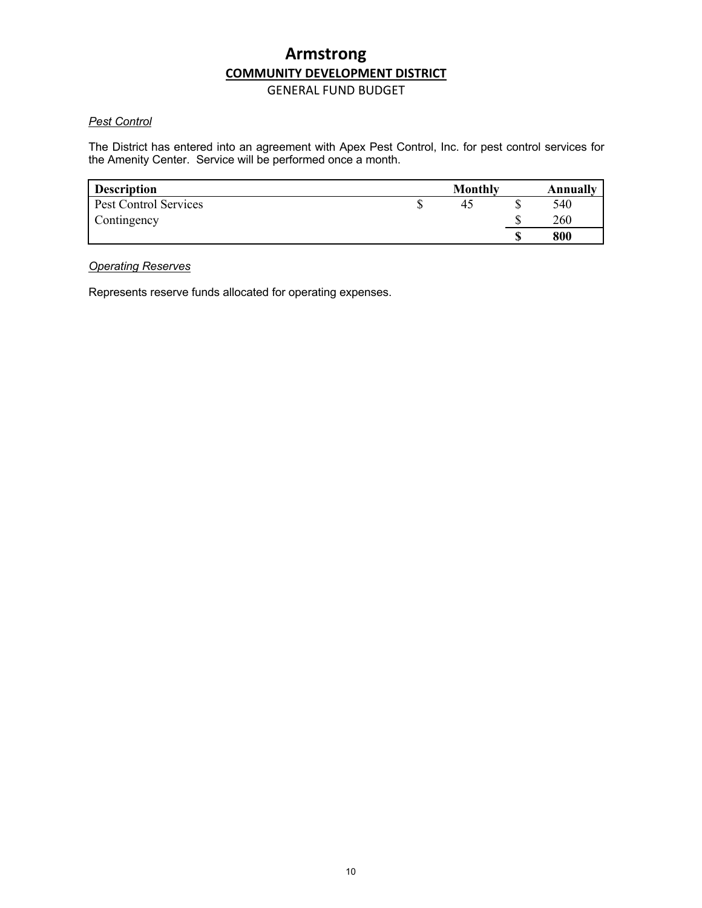# Armstrong

## COMMUNITY DEVELOPMENT DISTRICT

GENERAL FUND BUDGET

*Pest Control*

The District has entered into an agreement with Apex Pest Control, Inc. for pest control services for the Amenity Center. Service will be performed once a month.

| Description | Monthly | Annually |
| --- | --- | --- |
| Pest Control Services | $ 45 | $ 540 |
| Contingency | | $ 260 |
| | | **$ 800** |

*Operating Reserves*

Represents reserve funds allocated for operating expenses.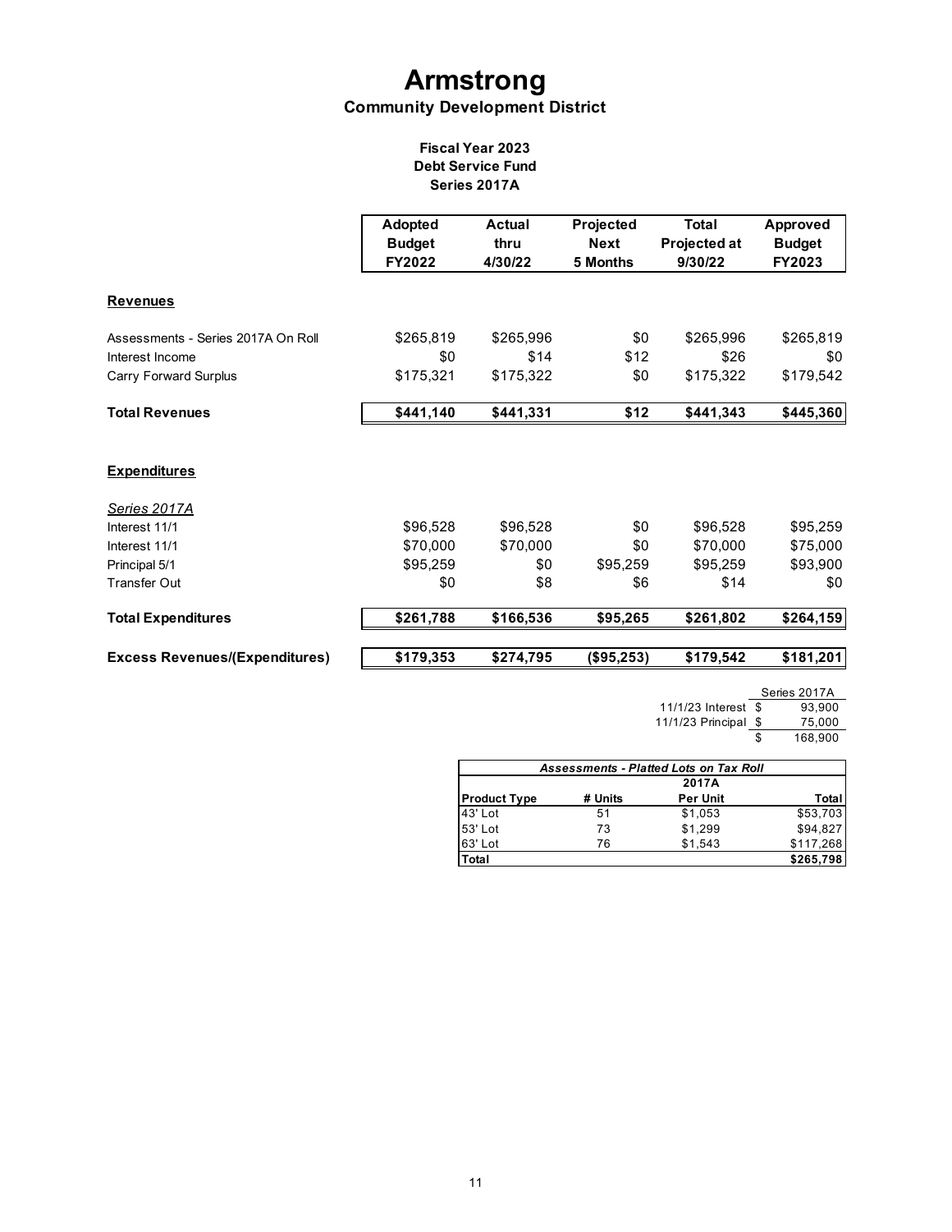# Armstrong

## Community Development District

### Fiscal Year 2023
### Debt Service Fund
### Series 2017A

| | Adopted Budget FY2022 | Actual thru 4/30/22 | Projected Next 5 Months | Total Projected at 9/30/22 | Approved Budget FY2023 |
|---|---|---|---|---|---|
| **Revenues** | | | | | |
| Assessments - Series 2017A On Roll | $265,819 | $265,996 | $0 | $265,996 | $265,819 |
| Interest Income | $0 | $14 | $12 | $26 | $0 |
| Carry Forward Surplus | $175,321 | $175,322 | $0 | $175,322 | $179,542 |
| **Total Revenues** | **$441,140** | **$441,331** | **$12** | **$441,343** | **$445,360** |
| **Expenditures** | | | | | |
| *Series 2017A* | | | | | |
| Interest 11/1 | $96,528 | $96,528 | $0 | $96,528 | $95,259 |
| Interest 11/1 | $70,000 | $70,000 | $0 | $70,000 | $75,000 |
| Principal 5/1 | $95,259 | $0 | $95,259 | $95,259 | $93,900 |
| Transfer Out | $0 | $8 | $6 | $14 | $0 |
| **Total Expenditures** | **$261,788** | **$166,536** | **$95,265** | **$261,802** | **$264,159** |
| **Excess Revenues/(Expenditures)** | **$179,353** | **$274,795** | **($95,253)** | **$179,542** | **$181,201** |

| | Series 2017A |
|---|---|
| 11/1/23 Interest | $ 93,900 |
| 11/1/23 Principal | $ 75,000 |
| | $ 168,900 |

| *Assessments - Platted Lots on Tax Roll* | | | |
|---|---|---|---|
| | | 2017A | |
| **Product Type** | **# Units** | **Per Unit** | **Total** |
| 43' Lot | 51 | $1,053 | $53,703 |
| 53' Lot | 73 | $1,299 | $94,827 |
| 63' Lot | 76 | $1,543 | $117,268 |
| **Total** | | | **$265,798** |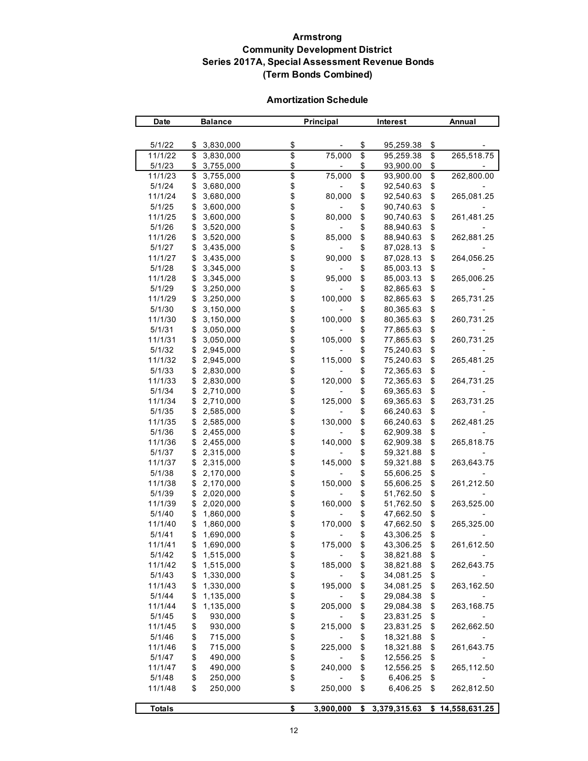**Armstrong**
**Community Development District**
**Series 2017A, Special Assessment Revenue Bonds**
**(Term Bonds Combined)**

**Amortization Schedule**

| Date | Balance | Principal | Interest | Annual |
|---|---|---|---|---|
| 5/1/22 | $ 3,830,000 | $ - | $ 95,259.38 | $ - |
| 11/1/22 | $ 3,830,000 | $ 75,000 | $ 95,259.38 | $ 265,518.75 |
| 5/1/23 | $ 3,755,000 | $ - | $ 93,900.00 | $ - |
| 11/1/23 | $ 3,755,000 | $ 75,000 | $ 93,900.00 | $ 262,800.00 |
| 5/1/24 | $ 3,680,000 | $ - | $ 92,540.63 | $ - |
| 11/1/24 | $ 3,680,000 | $ 80,000 | $ 92,540.63 | $ 265,081.25 |
| 5/1/25 | $ 3,600,000 | $ - | $ 90,740.63 | $ - |
| 11/1/25 | $ 3,600,000 | $ 80,000 | $ 90,740.63 | $ 261,481.25 |
| 5/1/26 | $ 3,520,000 | $ - | $ 88,940.63 | $ - |
| 11/1/26 | $ 3,520,000 | $ 85,000 | $ 88,940.63 | $ 262,881.25 |
| 5/1/27 | $ 3,435,000 | $ - | $ 87,028.13 | $ - |
| 11/1/27 | $ 3,435,000 | $ 90,000 | $ 87,028.13 | $ 264,056.25 |
| 5/1/28 | $ 3,345,000 | $ - | $ 85,003.13 | $ - |
| 11/1/28 | $ 3,345,000 | $ 95,000 | $ 85,003.13 | $ 265,006.25 |
| 5/1/29 | $ 3,250,000 | $ - | $ 82,865.63 | $ - |
| 11/1/29 | $ 3,250,000 | $ 100,000 | $ 82,865.63 | $ 265,731.25 |
| 5/1/30 | $ 3,150,000 | $ - | $ 80,365.63 | $ - |
| 11/1/30 | $ 3,150,000 | $ 100,000 | $ 80,365.63 | $ 260,731.25 |
| 5/1/31 | $ 3,050,000 | $ - | $ 77,865.63 | $ - |
| 11/1/31 | $ 3,050,000 | $ 105,000 | $ 77,865.63 | $ 260,731.25 |
| 5/1/32 | $ 2,945,000 | $ - | $ 75,240.63 | $ - |
| 11/1/32 | $ 2,945,000 | $ 115,000 | $ 75,240.63 | $ 265,481.25 |
| 5/1/33 | $ 2,830,000 | $ - | $ 72,365.63 | $ - |
| 11/1/33 | $ 2,830,000 | $ 120,000 | $ 72,365.63 | $ 264,731.25 |
| 5/1/34 | $ 2,710,000 | $ - | $ 69,365.63 | $ - |
| 11/1/34 | $ 2,710,000 | $ 125,000 | $ 69,365.63 | $ 263,731.25 |
| 5/1/35 | $ 2,585,000 | $ - | $ 66,240.63 | $ - |
| 11/1/35 | $ 2,585,000 | $ 130,000 | $ 66,240.63 | $ 262,481.25 |
| 5/1/36 | $ 2,455,000 | $ - | $ 62,909.38 | $ - |
| 11/1/36 | $ 2,455,000 | $ 140,000 | $ 62,909.38 | $ 265,818.75 |
| 5/1/37 | $ 2,315,000 | $ - | $ 59,321.88 | $ - |
| 11/1/37 | $ 2,315,000 | $ 145,000 | $ 59,321.88 | $ 263,643.75 |
| 5/1/38 | $ 2,170,000 | $ - | $ 55,606.25 | $ - |
| 11/1/38 | $ 2,170,000 | $ 150,000 | $ 55,606.25 | $ 261,212.50 |
| 5/1/39 | $ 2,020,000 | $ - | $ 51,762.50 | $ - |
| 11/1/39 | $ 2,020,000 | $ 160,000 | $ 51,762.50 | $ 263,525.00 |
| 5/1/40 | $ 1,860,000 | $ - | $ 47,662.50 | $ - |
| 11/1/40 | $ 1,860,000 | $ 170,000 | $ 47,662.50 | $ 265,325.00 |
| 5/1/41 | $ 1,690,000 | $ - | $ 43,306.25 | $ - |
| 11/1/41 | $ 1,690,000 | $ 175,000 | $ 43,306.25 | $ 261,612.50 |
| 5/1/42 | $ 1,515,000 | $ - | $ 38,821.88 | $ - |
| 11/1/42 | $ 1,515,000 | $ 185,000 | $ 38,821.88 | $ 262,643.75 |
| 5/1/43 | $ 1,330,000 | $ - | $ 34,081.25 | $ - |
| 11/1/43 | $ 1,330,000 | $ 195,000 | $ 34,081.25 | $ 263,162.50 |
| 5/1/44 | $ 1,135,000 | $ - | $ 29,084.38 | $ - |
| 11/1/44 | $ 1,135,000 | $ 205,000 | $ 29,084.38 | $ 263,168.75 |
| 5/1/45 | $ 930,000 | $ - | $ 23,831.25 | $ - |
| 11/1/45 | $ 930,000 | $ 215,000 | $ 23,831.25 | $ 262,662.50 |
| 5/1/46 | $ 715,000 | $ - | $ 18,321.88 | $ - |
| 11/1/46 | $ 715,000 | $ 225,000 | $ 18,321.88 | $ 261,643.75 |
| 5/1/47 | $ 490,000 | $ - | $ 12,556.25 | $ - |
| 11/1/47 | $ 490,000 | $ 240,000 | $ 12,556.25 | $ 265,112.50 |
| 5/1/48 | $ 250,000 | $ - | $ 6,406.25 | $ - |
| 11/1/48 | $ 250,000 | $ 250,000 | $ 6,406.25 | $ 262,812.50 |
| **Totals** | | **$ 3,900,000** | **$ 3,379,315.63** | **$ 14,558,631.25** |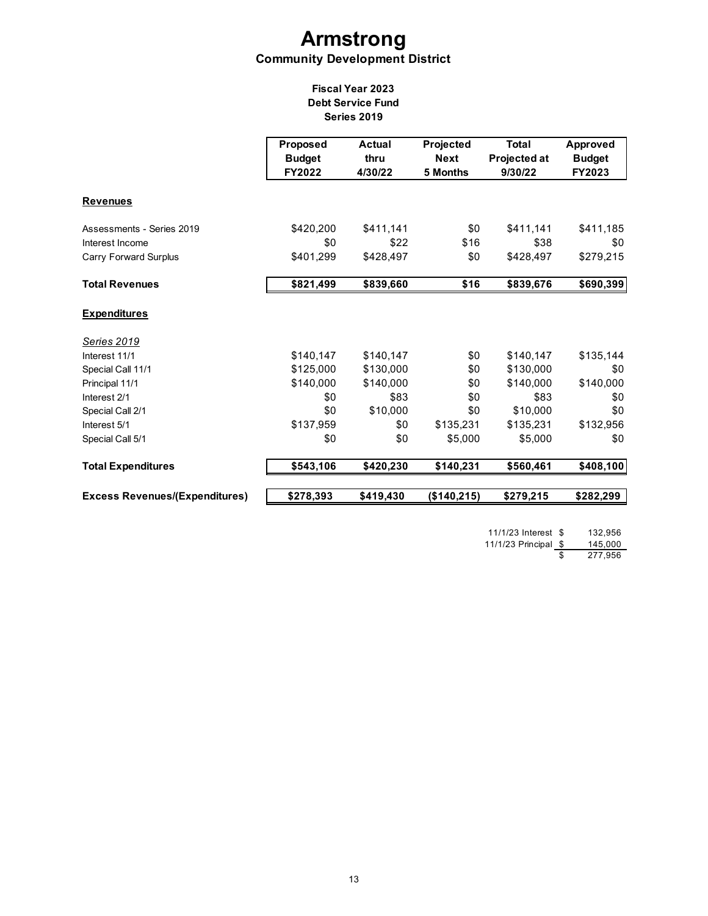# Armstrong

## Community Development District

### Fiscal Year 2023
### Debt Service Fund
### Series 2019

| | Proposed Budget FY2022 | Actual thru 4/30/22 | Projected Next 5 Months | Total Projected at 9/30/22 | Approved Budget FY2023 |
|---|---|---|---|---|---|
| **Revenues** | | | | | |
| Assessments - Series 2019 | $420,200 | $411,141 | $0 | $411,141 | $411,185 |
| Interest Income | $0 | $22 | $16 | $38 | $0 |
| Carry Forward Surplus | $401,299 | $428,497 | $0 | $428,497 | $279,215 |
| **Total Revenues** | **$821,499** | **$839,660** | **$16** | **$839,676** | **$690,399** |
| **Expenditures** | | | | | |
| *Series 2019* | | | | | |
| Interest 11/1 | $140,147 | $140,147 | $0 | $140,147 | $135,144 |
| Special Call 11/1 | $125,000 | $130,000 | $0 | $130,000 | $0 |
| Principal 11/1 | $140,000 | $140,000 | $0 | $140,000 | $140,000 |
| Interest 2/1 | $0 | $83 | $0 | $83 | $0 |
| Special Call 2/1 | $0 | $10,000 | $0 | $10,000 | $0 |
| Interest 5/1 | $137,959 | $0 | $135,231 | $135,231 | $132,956 |
| Special Call 5/1 | $0 | $0 | $5,000 | $5,000 | $0 |
| **Total Expenditures** | **$543,106** | **$420,230** | **$140,231** | **$560,461** | **$408,100** |
| **Excess Revenues/(Expenditures)** | **$278,393** | **$419,430** | **($140,215)** | **$279,215** | **$282,299** |

| | | |
|---|---|---|
| 11/1/23 Interest | $ | 132,956 |
| 11/1/23 Principal | $ | 145,000 |
| | $ | 277,956 |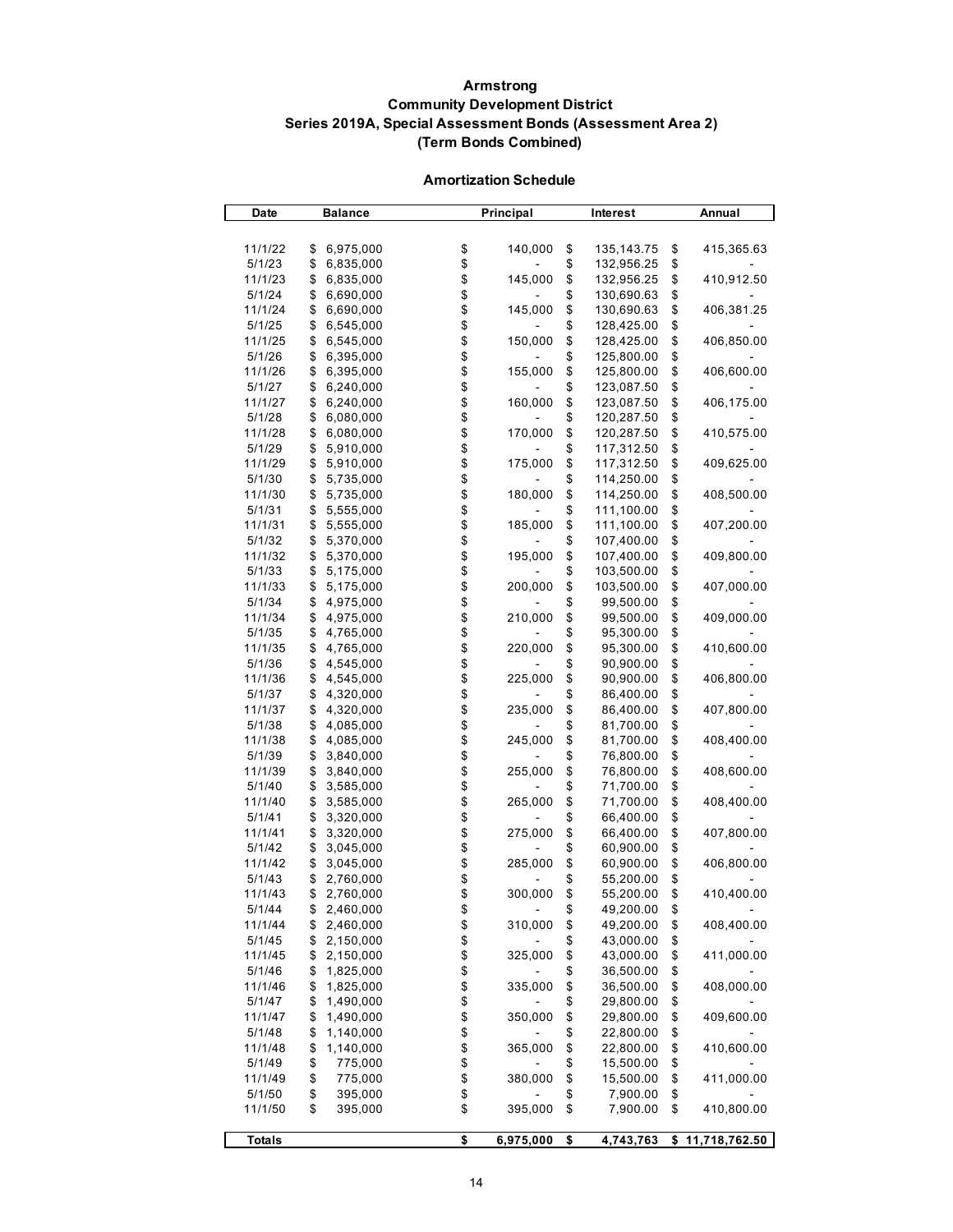**Armstrong**
**Community Development District**
**Series 2019A, Special Assessment Bonds (Assessment Area 2)**
**(Term Bonds Combined)**

**Amortization Schedule**

| Date | Balance | Principal | Interest | Annual |
|---|---|---|---|---|
| 11/1/22 | $ 6,975,000 | $ 140,000 | $ 135,143.75 | $ 415,365.63 |
| 5/1/23 | $ 6,835,000 | $ - | $ 132,956.25 | $ - |
| 11/1/23 | $ 6,835,000 | $ 145,000 | $ 132,956.25 | $ 410,912.50 |
| 5/1/24 | $ 6,690,000 | $ - | $ 130,690.63 | $ - |
| 11/1/24 | $ 6,690,000 | $ 145,000 | $ 130,690.63 | $ 406,381.25 |
| 5/1/25 | $ 6,545,000 | $ - | $ 128,425.00 | $ - |
| 11/1/25 | $ 6,545,000 | $ 150,000 | $ 128,425.00 | $ 406,850.00 |
| 5/1/26 | $ 6,395,000 | $ - | $ 125,800.00 | $ - |
| 11/1/26 | $ 6,395,000 | $ 155,000 | $ 125,800.00 | $ 406,600.00 |
| 5/1/27 | $ 6,240,000 | $ - | $ 123,087.50 | $ - |
| 11/1/27 | $ 6,240,000 | $ 160,000 | $ 123,087.50 | $ 406,175.00 |
| 5/1/28 | $ 6,080,000 | $ - | $ 120,287.50 | $ - |
| 11/1/28 | $ 6,080,000 | $ 170,000 | $ 120,287.50 | $ 410,575.00 |
| 5/1/29 | $ 5,910,000 | $ - | $ 117,312.50 | $ - |
| 11/1/29 | $ 5,910,000 | $ 175,000 | $ 117,312.50 | $ 409,625.00 |
| 5/1/30 | $ 5,735,000 | $ - | $ 114,250.00 | $ - |
| 11/1/30 | $ 5,735,000 | $ 180,000 | $ 114,250.00 | $ 408,500.00 |
| 5/1/31 | $ 5,555,000 | $ - | $ 111,100.00 | $ - |
| 11/1/31 | $ 5,555,000 | $ 185,000 | $ 111,100.00 | $ 407,200.00 |
| 5/1/32 | $ 5,370,000 | $ - | $ 107,400.00 | $ - |
| 11/1/32 | $ 5,370,000 | $ 195,000 | $ 107,400.00 | $ 409,800.00 |
| 5/1/33 | $ 5,175,000 | $ - | $ 103,500.00 | $ - |
| 11/1/33 | $ 5,175,000 | $ 200,000 | $ 103,500.00 | $ 407,000.00 |
| 5/1/34 | $ 4,975,000 | $ - | $ 99,500.00 | $ - |
| 11/1/34 | $ 4,975,000 | $ 210,000 | $ 99,500.00 | $ 409,000.00 |
| 5/1/35 | $ 4,765,000 | $ - | $ 95,300.00 | $ - |
| 11/1/35 | $ 4,765,000 | $ 220,000 | $ 95,300.00 | $ 410,600.00 |
| 5/1/36 | $ 4,545,000 | $ - | $ 90,900.00 | $ - |
| 11/1/36 | $ 4,545,000 | $ 225,000 | $ 90,900.00 | $ 406,800.00 |
| 5/1/37 | $ 4,320,000 | $ - | $ 86,400.00 | $ - |
| 11/1/37 | $ 4,320,000 | $ 235,000 | $ 86,400.00 | $ 407,800.00 |
| 5/1/38 | $ 4,085,000 | $ - | $ 81,700.00 | $ - |
| 11/1/38 | $ 4,085,000 | $ 245,000 | $ 81,700.00 | $ 408,400.00 |
| 5/1/39 | $ 3,840,000 | $ - | $ 76,800.00 | $ - |
| 11/1/39 | $ 3,840,000 | $ 255,000 | $ 76,800.00 | $ 408,600.00 |
| 5/1/40 | $ 3,585,000 | $ - | $ 71,700.00 | $ - |
| 11/1/40 | $ 3,585,000 | $ 265,000 | $ 71,700.00 | $ 408,400.00 |
| 5/1/41 | $ 3,320,000 | $ - | $ 66,400.00 | $ - |
| 11/1/41 | $ 3,320,000 | $ 275,000 | $ 66,400.00 | $ 407,800.00 |
| 5/1/42 | $ 3,045,000 | $ - | $ 60,900.00 | $ - |
| 11/1/42 | $ 3,045,000 | $ 285,000 | $ 60,900.00 | $ 406,800.00 |
| 5/1/43 | $ 2,760,000 | $ - | $ 55,200.00 | $ - |
| 11/1/43 | $ 2,760,000 | $ 300,000 | $ 55,200.00 | $ 410,400.00 |
| 5/1/44 | $ 2,460,000 | $ - | $ 49,200.00 | $ - |
| 11/1/44 | $ 2,460,000 | $ 310,000 | $ 49,200.00 | $ 408,400.00 |
| 5/1/45 | $ 2,150,000 | $ - | $ 43,000.00 | $ - |
| 11/1/45 | $ 2,150,000 | $ 325,000 | $ 43,000.00 | $ 411,000.00 |
| 5/1/46 | $ 1,825,000 | $ - | $ 36,500.00 | $ - |
| 11/1/46 | $ 1,825,000 | $ 335,000 | $ 36,500.00 | $ 408,000.00 |
| 5/1/47 | $ 1,490,000 | $ - | $ 29,800.00 | $ - |
| 11/1/47 | $ 1,490,000 | $ 350,000 | $ 29,800.00 | $ 409,600.00 |
| 5/1/48 | $ 1,140,000 | $ - | $ 22,800.00 | $ - |
| 11/1/48 | $ 1,140,000 | $ 365,000 | $ 22,800.00 | $ 410,600.00 |
| 5/1/49 | $ 775,000 | $ - | $ 15,500.00 | $ - |
| 11/1/49 | $ 775,000 | $ 380,000 | $ 15,500.00 | $ 411,000.00 |
| 5/1/50 | $ 395,000 | $ - | $ 7,900.00 | $ - |
| 11/1/50 | $ 395,000 | $ 395,000 | $ 7,900.00 | $ 410,800.00 |
| **Totals** | | **$ 6,975,000** | **$ 4,743,763** | **$ 11,718,762.50** |